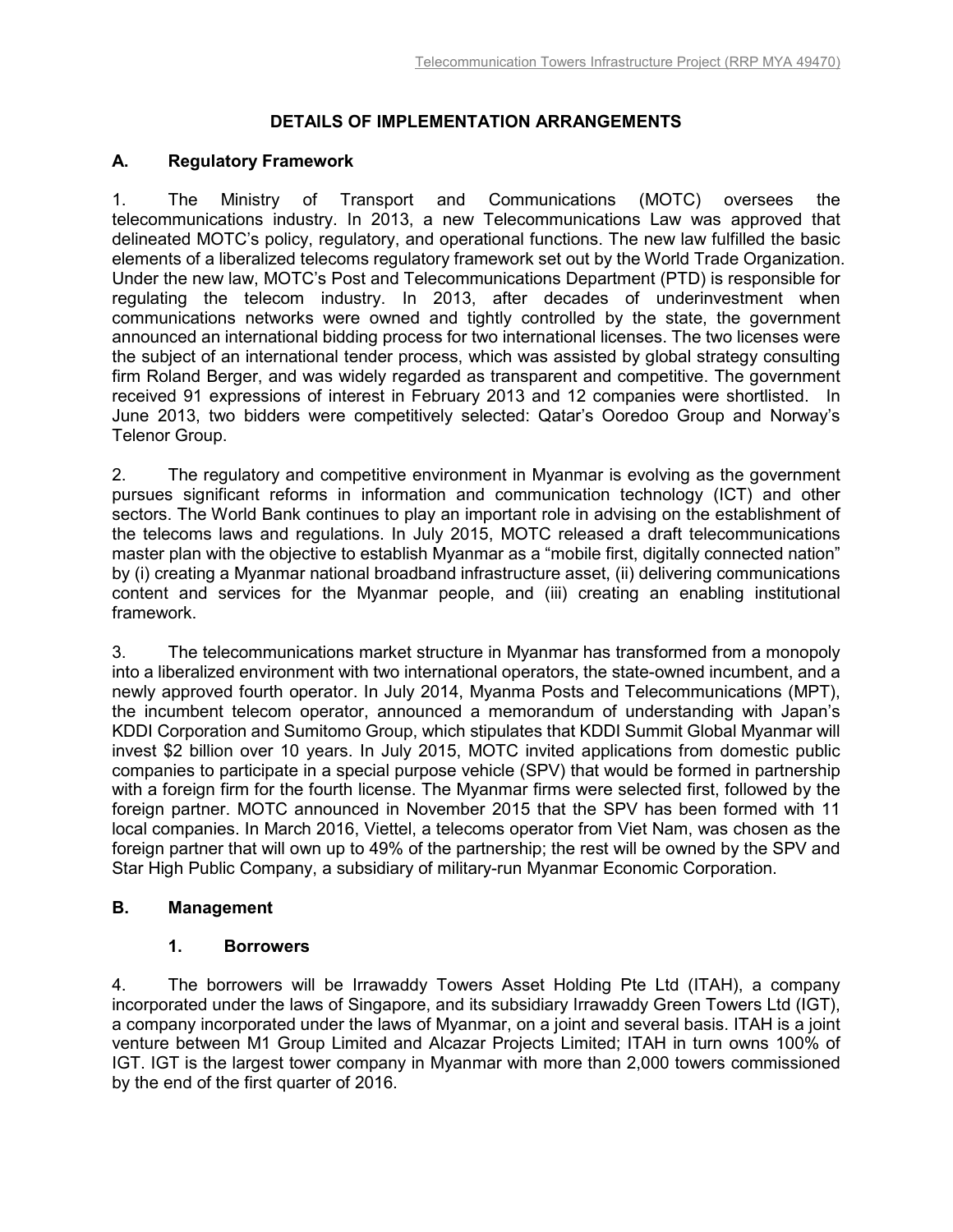# DETAILS OF IMPLEMENTATION ARRANGEMENTS

## A. Regulatory Framework

1. The Ministry of Transport and Communications (MOTC) oversees the telecommunications industry. In 2013, a new Telecommunications Law was approved that delineated MOTC's policy, regulatory, and operational functions. The new law fulfilled the basic elements of a liberalized telecoms regulatory framework set out by the World Trade Organization. Under the new law, MOTC's Post and Telecommunications Department (PTD) is responsible for regulating the telecom industry. In 2013, after decades of underinvestment when communications networks were owned and tightly controlled by the state, the government announced an international bidding process for two international licenses. The two licenses were the subject of an international tender process, which was assisted by global strategy consulting firm Roland Berger, and was widely regarded as transparent and competitive. The government received 91 expressions of interest in February 2013 and 12 companies were shortlisted. In June 2013, two bidders were competitively selected: Qatar's Ooredoo Group and Norway's Telenor Group.

2. The regulatory and competitive environment in Myanmar is evolving as the government pursues significant reforms in information and communication technology (ICT) and other sectors. The World Bank continues to play an important role in advising on the establishment of the telecoms laws and regulations. In July 2015, MOTC released a draft telecommunications master plan with the objective to establish Myanmar as a "mobile first, digitally connected nation" by (i) creating a Myanmar national broadband infrastructure asset, (ii) delivering communications content and services for the Myanmar people, and (iii) creating an enabling institutional framework.

3. The telecommunications market structure in Myanmar has transformed from a monopoly into a liberalized environment with two international operators, the state-owned incumbent, and a newly approved fourth operator. In July 2014, Myanma Posts and Telecommunications (MPT), the incumbent telecom operator, announced a memorandum of understanding with Japan's KDDI Corporation and Sumitomo Group, which stipulates that KDDI Summit Global Myanmar will invest $2 billion over 10 years. In July 2015, MOTC invited applications from domestic public companies to participate in a special purpose vehicle (SPV) that would be formed in partnership with a foreign firm for the fourth license. The Myanmar firms were selected first, followed by the foreign partner. MOTC announced in November 2015 that the SPV has been formed with 11 local companies. In March 2016, Viettel, a telecoms operator from Viet Nam, was chosen as the foreign partner that will own up to 49% of the partnership; the rest will be owned by the SPV and Star High Public Company, a subsidiary of military-run Myanmar Economic Corporation.

## B. Management

### 1. Borrowers

4. The borrowers will be Irrawaddy Towers Asset Holding Pte Ltd (ITAH), a company incorporated under the laws of Singapore, and its subsidiary Irrawaddy Green Towers Ltd (IGT), a company incorporated under the laws of Myanmar, on a joint and several basis. ITAH is a joint venture between M1 Group Limited and Alcazar Projects Limited; ITAH in turn owns 100% of IGT. IGT is the largest tower company in Myanmar with more than 2,000 towers commissioned by the end of the first quarter of 2016.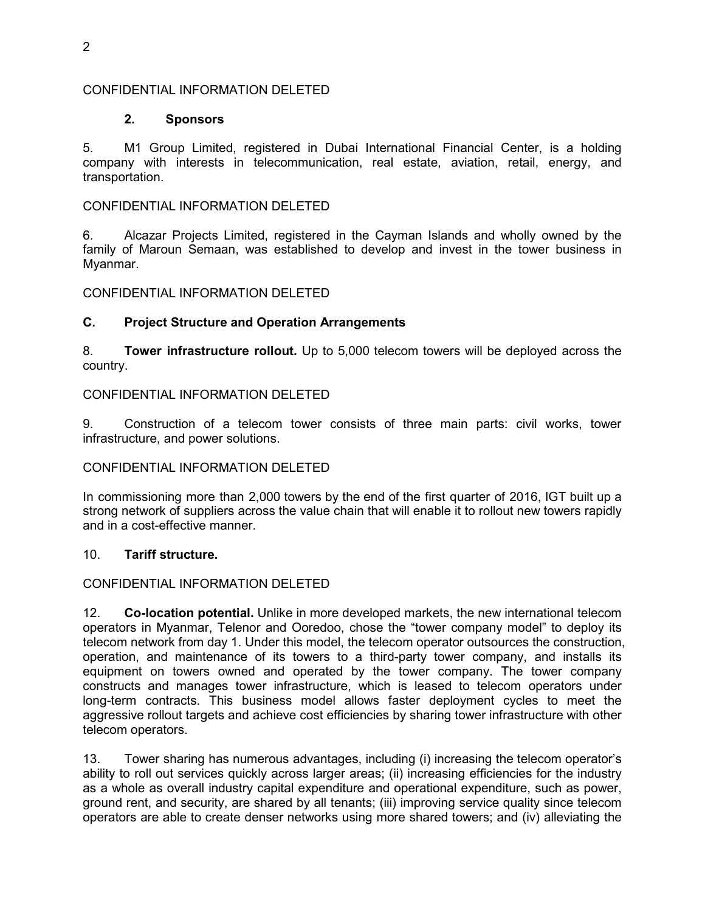CONFIDENTIAL INFORMATION DELETED

### 2. Sponsors

5. M1 Group Limited, registered in Dubai International Financial Center, is a holding company with interests in telecommunication, real estate, aviation, retail, energy, and transportation.

CONFIDENTIAL INFORMATION DELETED

6. Alcazar Projects Limited, registered in the Cayman Islands and wholly owned by the family of Maroun Semaan, was established to develop and invest in the tower business in Myanmar.

CONFIDENTIAL INFORMATION DELETED

## C. Project Structure and Operation Arrangements

8. **Tower infrastructure rollout.** Up to 5,000 telecom towers will be deployed across the country.

CONFIDENTIAL INFORMATION DELETED

9. Construction of a telecom tower consists of three main parts: civil works, tower infrastructure, and power solutions.

CONFIDENTIAL INFORMATION DELETED

In commissioning more than 2,000 towers by the end of the first quarter of 2016, IGT built up a strong network of suppliers across the value chain that will enable it to rollout new towers rapidly and in a cost-effective manner.

10. **Tariff structure.**

CONFIDENTIAL INFORMATION DELETED

12. **Co-location potential.** Unlike in more developed markets, the new international telecom operators in Myanmar, Telenor and Ooredoo, chose the "tower company model" to deploy its telecom network from day 1. Under this model, the telecom operator outsources the construction, operation, and maintenance of its towers to a third-party tower company, and installs its equipment on towers owned and operated by the tower company. The tower company constructs and manages tower infrastructure, which is leased to telecom operators under long-term contracts. This business model allows faster deployment cycles to meet the aggressive rollout targets and achieve cost efficiencies by sharing tower infrastructure with other telecom operators.

13. Tower sharing has numerous advantages, including (i) increasing the telecom operator's ability to roll out services quickly across larger areas; (ii) increasing efficiencies for the industry as a whole as overall industry capital expenditure and operational expenditure, such as power, ground rent, and security, are shared by all tenants; (iii) improving service quality since telecom operators are able to create denser networks using more shared towers; and (iv) alleviating the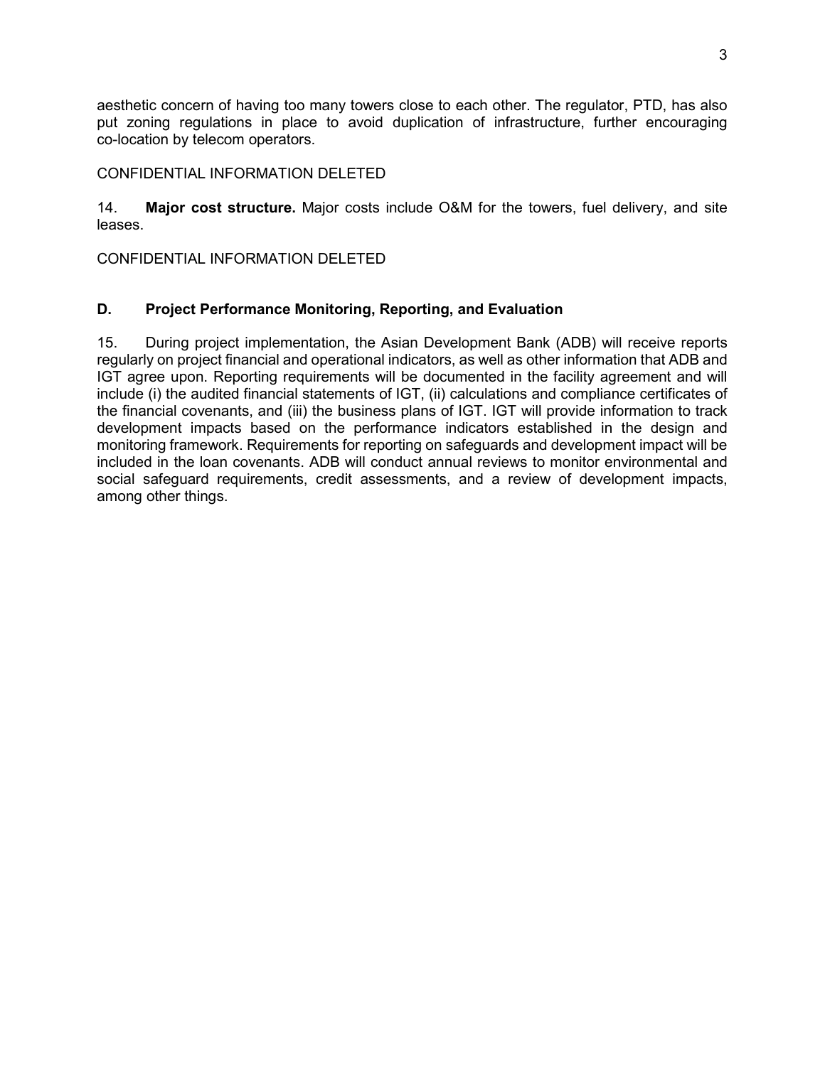aesthetic concern of having too many towers close to each other. The regulator, PTD, has also put zoning regulations in place to avoid duplication of infrastructure, further encouraging co-location by telecom operators.

CONFIDENTIAL INFORMATION DELETED

14. **Major cost structure.** Major costs include O&M for the towers, fuel delivery, and site leases.

CONFIDENTIAL INFORMATION DELETED

### D. Project Performance Monitoring, Reporting, and Evaluation

15. During project implementation, the Asian Development Bank (ADB) will receive reports regularly on project financial and operational indicators, as well as other information that ADB and IGT agree upon. Reporting requirements will be documented in the facility agreement and will include (i) the audited financial statements of IGT, (ii) calculations and compliance certificates of the financial covenants, and (iii) the business plans of IGT. IGT will provide information to track development impacts based on the performance indicators established in the design and monitoring framework. Requirements for reporting on safeguards and development impact will be included in the loan covenants. ADB will conduct annual reviews to monitor environmental and social safeguard requirements, credit assessments, and a review of development impacts, among other things.